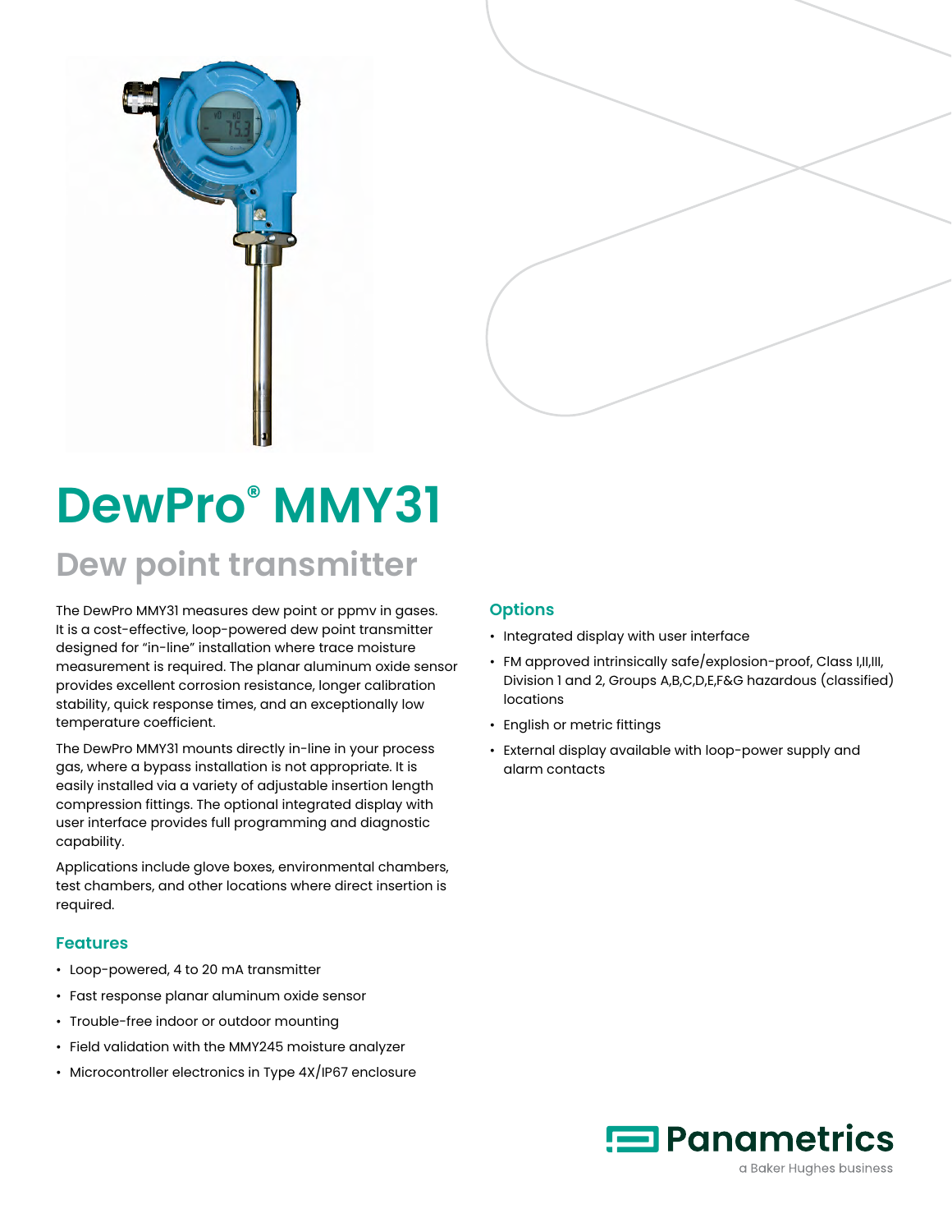# DewPro® MMY31

## Dew point transmitter

The DewPro MMY31 measures dew point or ppmv in gases. It is a cost-effective, loop-powered dew point transmitter designed for "in-line" installation where trace moisture measurement is required. The planar aluminum oxide sensor provides excellent corrosion resistance, longer calibration stability, quick response times, and an exceptionally low temperature coefficient.

The DewPro MMY31 mounts directly in-line in your process gas, where a bypass installation is not appropriate. It is easily installed via a variety of adjustable insertion length compression fittings. The optional integrated display with user interface provides full programming and diagnostic capability.

Applications include glove boxes, environmental chambers, test chambers, and other locations where direct insertion is required.

### Features

- Loop-powered, 4 to 20 mA transmitter
- Fast response planar aluminum oxide sensor
- Trouble-free indoor or outdoor mounting
- Field validation with the MMY245 moisture analyzer
- Microcontroller electronics in Type 4X/IP67 enclosure

### Options

- Integrated display with user interface
- FM approved intrinsically safe/explosion-proof, Class I,II,III, Division 1 and 2, Groups A,B,C,D,E,F&G hazardous (classified) locations
- English or metric fittings
- External display available with loop-power supply and alarm contacts

Panametrics
a Baker Hughes business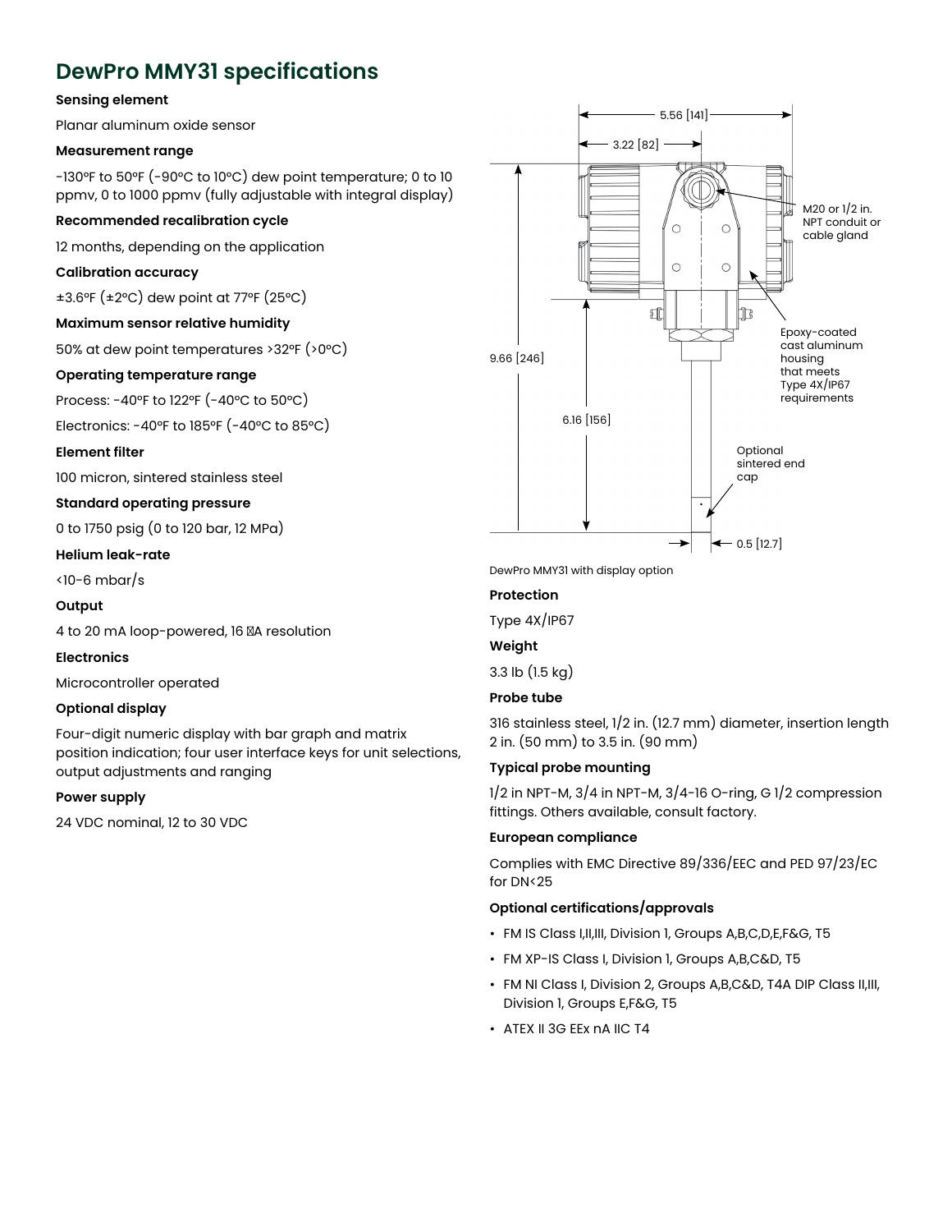# DewPro MMY31 specifications

**Sensing element**

Planar aluminum oxide sensor

**Measurement range**

-130°F to 50°F (-90°C to 10°C) dew point temperature; 0 to 10 ppmv, 0 to 1000 ppmv (fully adjustable with integral display)

**Recommended recalibration cycle**

12 months, depending on the application

**Calibration accuracy**

±3.6°F (±2°C) dew point at 77°F (25°C)

**Maximum sensor relative humidity**

50% at dew point temperatures >32°F (>0°C)

**Operating temperature range**

Process: -40°F to 122°F (-40°C to 50°C)

Electronics: -40°F to 185°F (-40°C to 85°C)

**Element filter**

100 micron, sintered stainless steel

**Standard operating pressure**

0 to 1750 psig (0 to 120 bar, 12 MPa)

**Helium leak-rate**

<10-6 mbar/s

**Output**

4 to 20 mA loop-powered, 16 μA resolution

**Electronics**

Microcontroller operated

**Optional display**

Four-digit numeric display with bar graph and matrix position indication; four user interface keys for unit selections, output adjustments and ranging

**Power supply**

24 VDC nominal, 12 to 30 VDC

5.56 [141]
3.22 [82]
9.66 [246]
6.16 [156]
0.5 [12.7]
M20 or 1/2 in. NPT conduit or cable gland
Epoxy-coated cast aluminum housing that meets Type 4X/IP67 requirements
Optional sintered end cap

DewPro MMY31 with display option

**Protection**

Type 4X/IP67

**Weight**

3.3 lb (1.5 kg)

**Probe tube**

316 stainless steel, 1/2 in. (12.7 mm) diameter, insertion length 2 in. (50 mm) to 3.5 in. (90 mm)

**Typical probe mounting**

1/2 in NPT-M, 3/4 in NPT-M, 3/4-16 O-ring, G 1/2 compression fittings. Others available, consult factory.

**European compliance**

Complies with EMC Directive 89/336/EEC and PED 97/23/EC for DN<25

**Optional certifications/approvals**

- FM IS Class I,II,III, Division 1, Groups A,B,C,D,E,F&G, T5
- FM XP-IS Class I, Division 1, Groups A,B,C&D, T5
- FM NI Class I, Division 2, Groups A,B,C&D, T4A DIP Class II,III, Division 1, Groups E,F&G, T5
- ATEX II 3G EEx nA IIC T4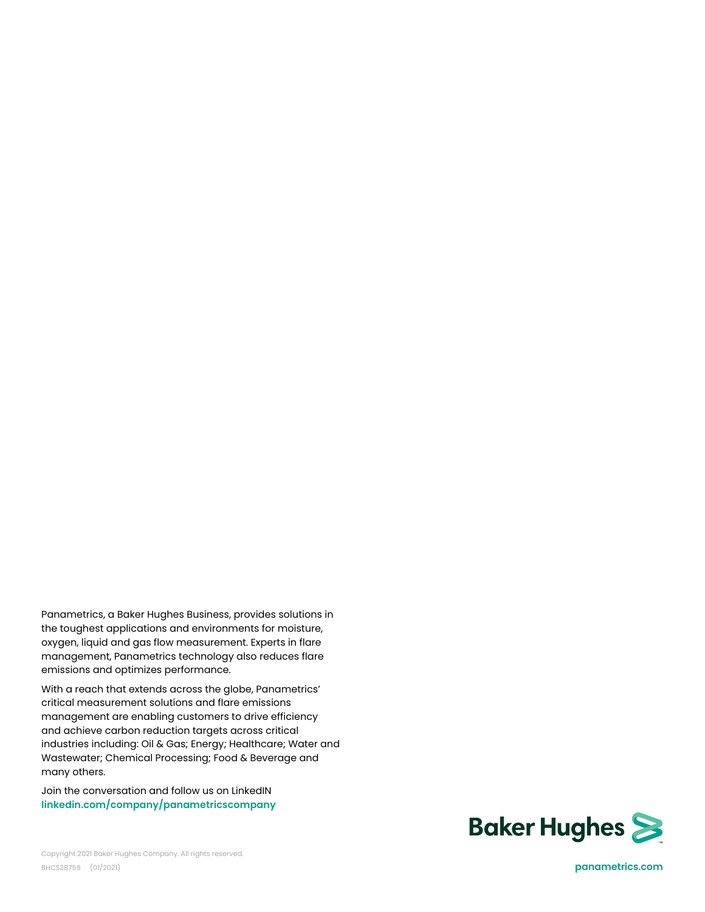Panametrics, a Baker Hughes Business, provides solutions in the toughest applications and environments for moisture, oxygen, liquid and gas flow measurement. Experts in flare management, Panametrics technology also reduces flare emissions and optimizes performance.

With a reach that extends across the globe, Panametrics' critical measurement solutions and flare emissions management are enabling customers to drive efficiency and achieve carbon reduction targets across critical industries including: Oil & Gas; Energy; Healthcare; Water and Wastewater; Chemical Processing; Food & Beverage and many others.

Join the conversation and follow us on LinkedIN
**linkedin.com/company/panametricscompany**

Baker Hughes

Copyright 2021 Baker Hughes Company. All rights reserved.

BHCS38759 (01/2021)

**panametrics.com**